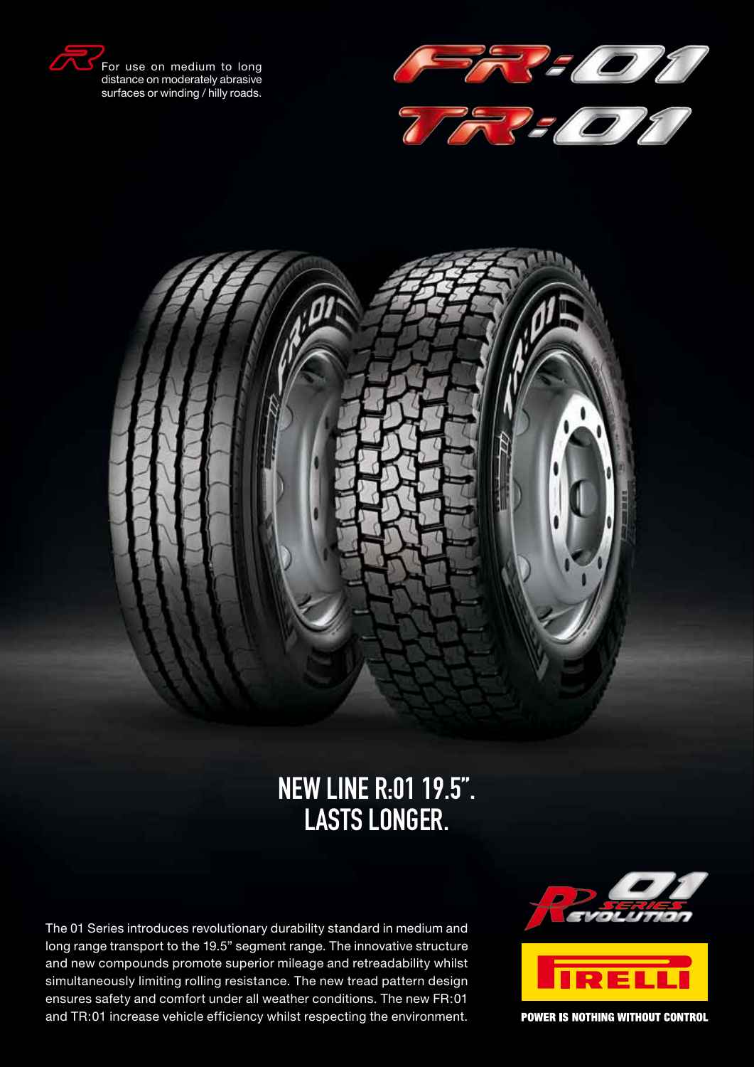For use on medium to long distance on moderately abrasive surfaces or winding / hilly roads.

# FR:01
# TR:01

## NEW LINE R:01 19.5". LASTS LONGER.

The 01 Series introduces revolutionary durability standard in medium and long range transport to the 19.5" segment range. The innovative structure and new compounds promote superior mileage and retreadability whilst simultaneously limiting rolling resistance. The new tread pattern design ensures safety and comfort under all weather conditions. The new FR:01 and TR:01 increase vehicle efficiency whilst respecting the environment.

R 01 SERIES EVOLUTION

PIRELLI

POWER IS NOTHING WITHOUT CONTROL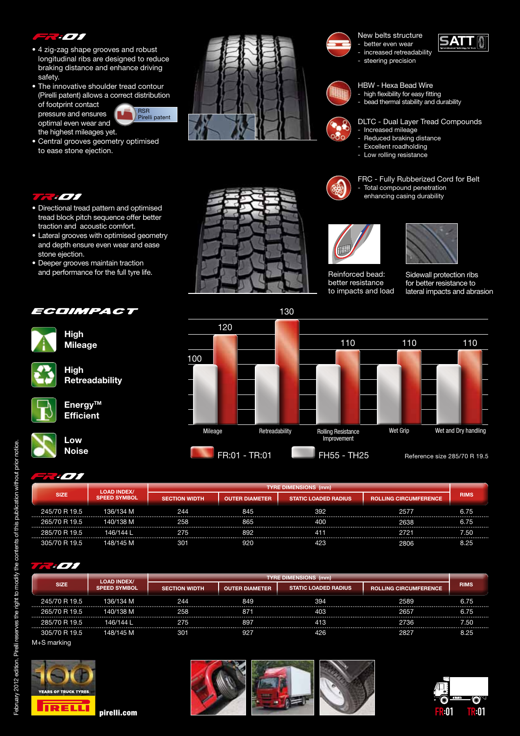## FR:01

- 4 zig-zag shape grooves and robust longitudinal ribs are designed to reduce braking distance and enhance driving safety.
- The innovative shoulder tread contour (Pirelli patent) allows a correct distribution of footprint contact pressure and ensures optimal even wear and the highest mileages yet.
- Central grooves geometry optimised to ease stone ejection.

RSR
Pirelli patent

New belts structure
- better even wear
- increased retreadability
- steering precision

SATT

HBW - Hexa Bead Wire
- high flexibility for easy fitting
- bead thermal stability and durability

DLTC - Dual Layer Tread Compounds
- Increased mileage
- Reduced braking distance
- Excellent roadholding
- Low rolling resistance

FRC - Fully Rubberized Cord for Belt
- Total compound penetration enhancing casing durability

## TR:01

- Directional tread pattern and optimised tread block pitch sequence offer better traction and acoustic comfort.
- Lateral grooves with optimised geometry and depth ensure even wear and ease stone ejection.
- Deeper grooves maintain traction and performance for the full tyre life.

Reinforced bead: better resistance to impacts and load

Sidewall protection ribs for better resistance to lateral impacts and abrasion

## ECOIMPACT

**High Mileage**

**High Retreadability**

**Energy™ Efficient**

**Low Noise**

100
120
130
110
110
110

Mileage
Retreadability
Rolling Resistance Improvement
Wet Grip
Wet and Dry handling

FR:01 - TR:01
FH55 - TH25

Reference size 285/70 R 19.5

## FR:01

| SIZE | LOAD INDEX/ SPEED SYMBOL | TYRE DIMENSIONS (mm) | | | | RIMS |
|---|---|---|---|---|---|---|
| | | SECTION WIDTH | OUTER DIAMETER | STATIC LOADED RADIUS | ROLLING CIRCUMFERENCE | |
| 245/70 R 19.5 | 136/134 M | 244 | 845 | 392 | 2577 | 6.75 |
| 265/70 R 19.5 | 140/138 M | 258 | 865 | 400 | 2638 | 6.75 |
| 285/70 R 19.5 | 146/144 L | 275 | 892 | 411 | 2721 | 7.50 |
| 305/70 R 19.5 | 148/145 M | 301 | 920 | 423 | 2806 | 8.25 |

## TR:01

| SIZE | LOAD INDEX/ SPEED SYMBOL | TYRE DIMENSIONS (mm) | | | | RIMS |
|---|---|---|---|---|---|---|
| | | SECTION WIDTH | OUTER DIAMETER | STATIC LOADED RADIUS | ROLLING CIRCUMFERENCE | |
| 245/70 R 19.5 | 136/134 M | 244 | 849 | 394 | 2589 | 6.75 |
| 265/70 R 19.5 | 140/138 M | 258 | 871 | 403 | 2657 | 6.75 |
| 285/70 R 19.5 | 146/144 L | 275 | 897 | 413 | 2736 | 7.50 |
| 305/70 R 19.5 | 148/145 M | 301 | 927 | 426 | 2827 | 8.25 |

M+S marking

100 YEARS OF TRUCK TYRES

PIRELLI

pirelli.com

FR:01 TR:01

February 2012 edition. Pirelli reserves the right to modify the contents of this publication without prior notice.